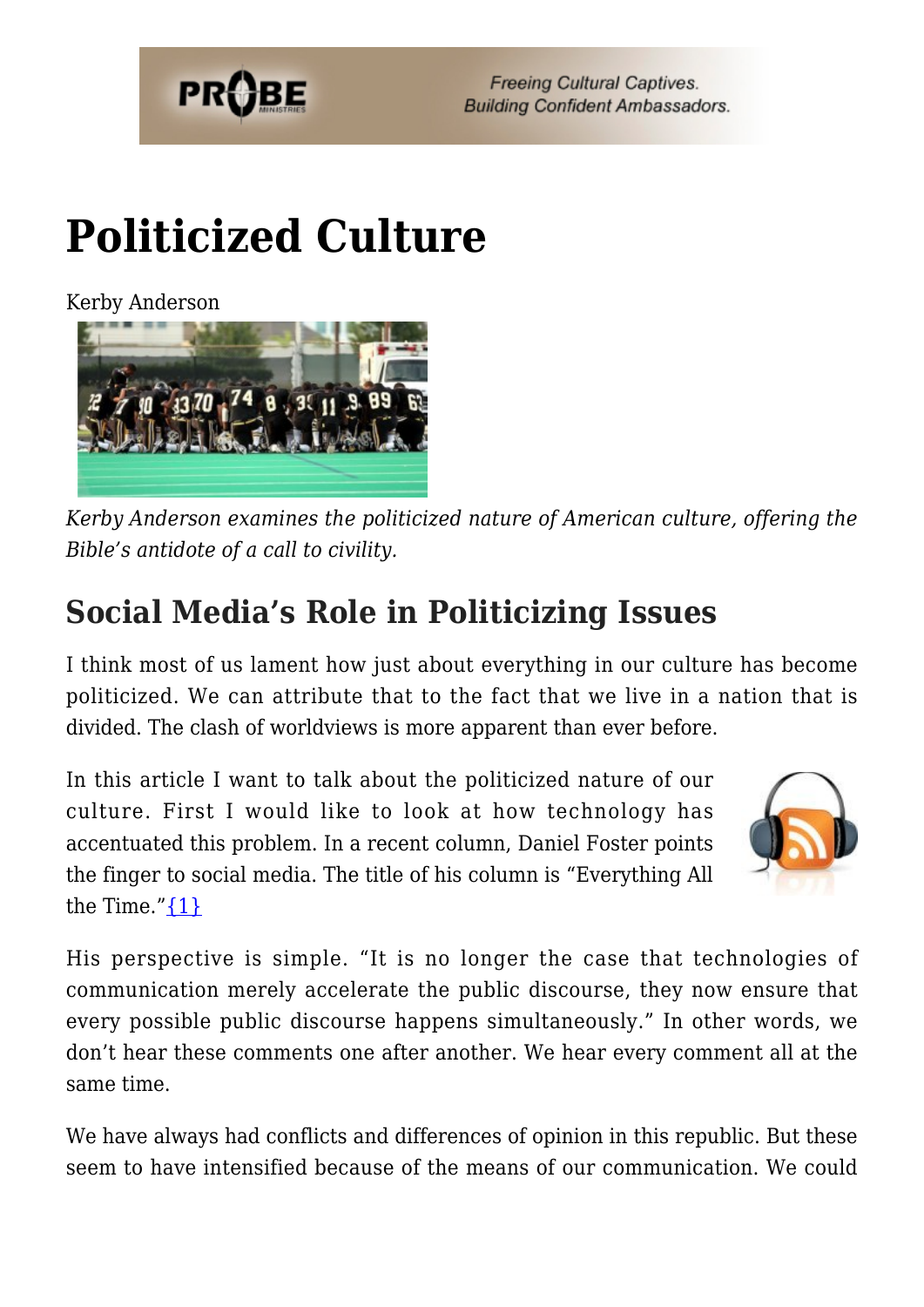# Politicized Culture

Kerby Anderson

*Kerby Anderson examines the politicized nature of American culture, offering the Bible's antidote of a call to civility.*

## Social Media's Role in Politicizing Issues

I think most of us lament how just about everything in our culture has become politicized. We can attribute that to the fact that we live in a nation that is divided. The clash of worldviews is more apparent than ever before.

In this article I want to talk about the politicized nature of our culture. First I would like to look at how technology has accentuated this problem. In a recent column, Daniel Foster points the finger to social media. The title of his column is "Everything All the Time."{1}

His perspective is simple. "It is no longer the case that technologies of communication merely accelerate the public discourse, they now ensure that every possible public discourse happens simultaneously." In other words, we don't hear these comments one after another. We hear every comment all at the same time.

We have always had conflicts and differences of opinion in this republic. But these seem to have intensified because of the means of our communication. We could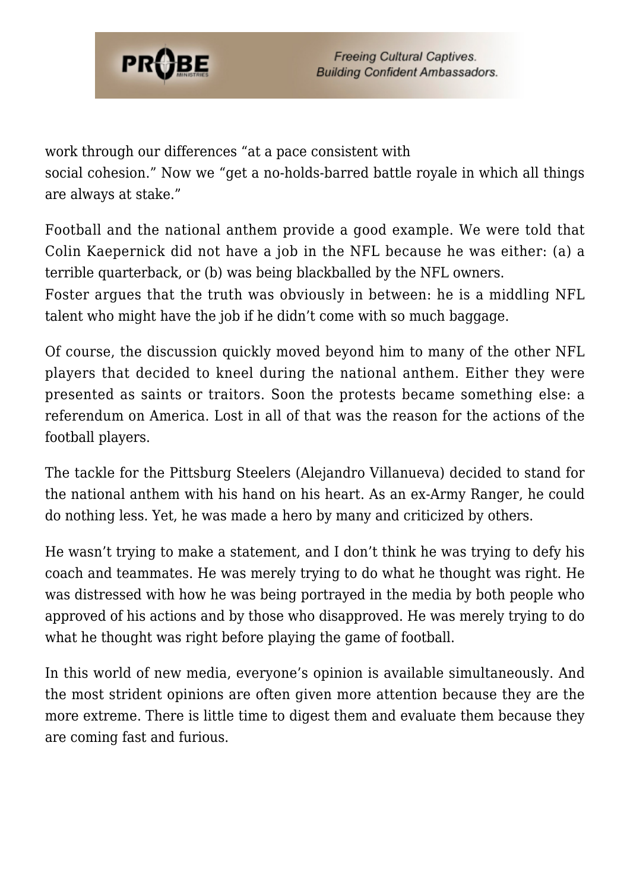work through our differences "at a pace consistent with social cohesion." Now we "get a no-holds-barred battle royale in which all things are always at stake."

Football and the national anthem provide a good example. We were told that Colin Kaepernick did not have a job in the NFL because he was either: (a) a terrible quarterback, or (b) was being blackballed by the NFL owners. Foster argues that the truth was obviously in between: he is a middling NFL talent who might have the job if he didn't come with so much baggage.

Of course, the discussion quickly moved beyond him to many of the other NFL players that decided to kneel during the national anthem. Either they were presented as saints or traitors. Soon the protests became something else: a referendum on America. Lost in all of that was the reason for the actions of the football players.

The tackle for the Pittsburg Steelers (Alejandro Villanueva) decided to stand for the national anthem with his hand on his heart. As an ex-Army Ranger, he could do nothing less. Yet, he was made a hero by many and criticized by others.

He wasn't trying to make a statement, and I don't think he was trying to defy his coach and teammates. He was merely trying to do what he thought was right. He was distressed with how he was being portrayed in the media by both people who approved of his actions and by those who disapproved. He was merely trying to do what he thought was right before playing the game of football.

In this world of new media, everyone's opinion is available simultaneously. And the most strident opinions are often given more attention because they are the more extreme. There is little time to digest them and evaluate them because they are coming fast and furious.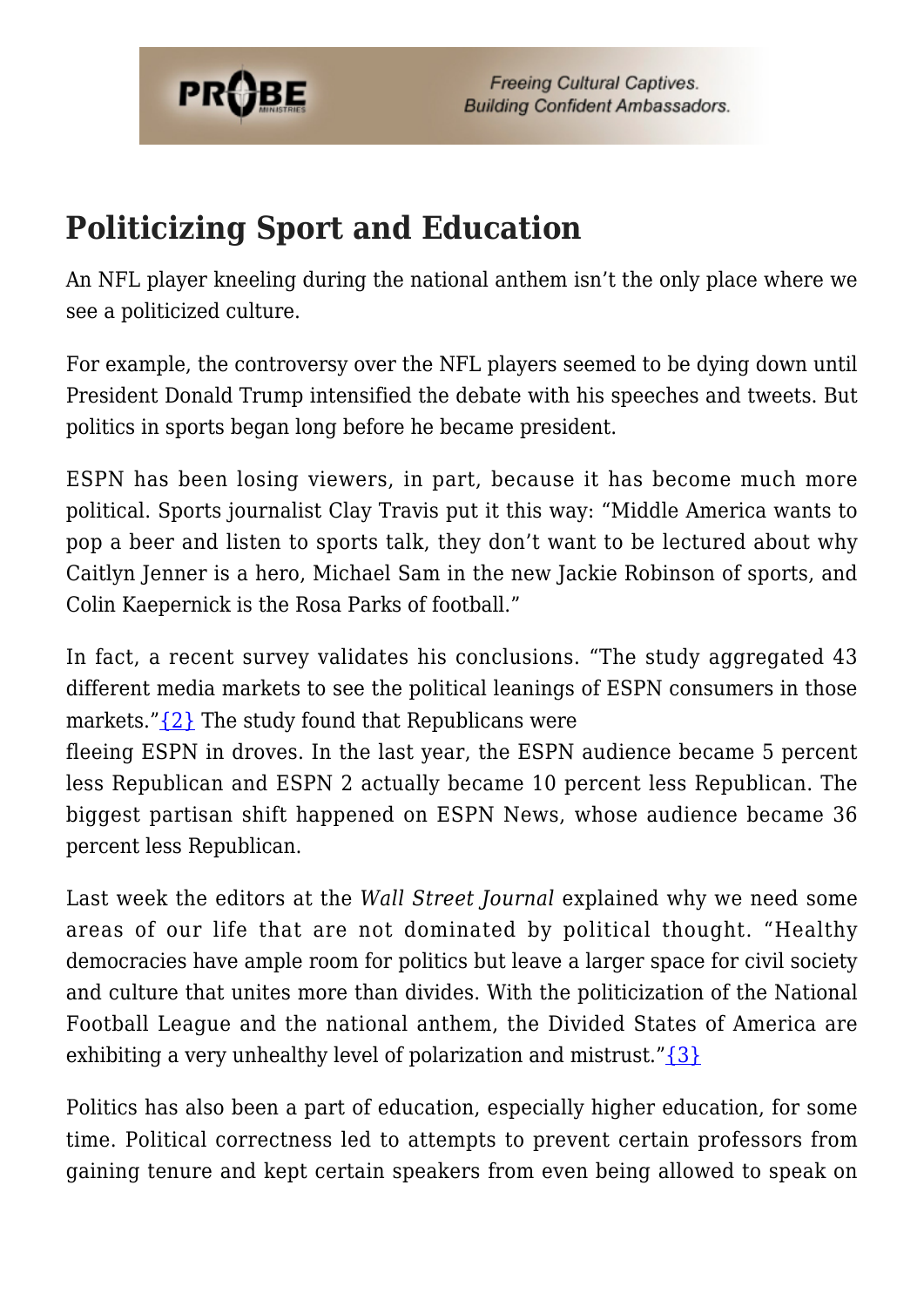## Politicizing Sport and Education

An NFL player kneeling during the national anthem isn't the only place where we see a politicized culture.

For example, the controversy over the NFL players seemed to be dying down until President Donald Trump intensified the debate with his speeches and tweets. But politics in sports began long before he became president.

ESPN has been losing viewers, in part, because it has become much more political. Sports journalist Clay Travis put it this way: "Middle America wants to pop a beer and listen to sports talk, they don't want to be lectured about why Caitlyn Jenner is a hero, Michael Sam in the new Jackie Robinson of sports, and Colin Kaepernick is the Rosa Parks of football."

In fact, a recent survey validates his conclusions. "The study aggregated 43 different media markets to see the political leanings of ESPN consumers in those markets."{2} The study found that Republicans were fleeing ESPN in droves. In the last year, the ESPN audience became 5 percent less Republican and ESPN 2 actually became 10 percent less Republican. The biggest partisan shift happened on ESPN News, whose audience became 36 percent less Republican.

Last week the editors at the *Wall Street Journal* explained why we need some areas of our life that are not dominated by political thought. "Healthy democracies have ample room for politics but leave a larger space for civil society and culture that unites more than divides. With the politicization of the National Football League and the national anthem, the Divided States of America are exhibiting a very unhealthy level of polarization and mistrust."{3}

Politics has also been a part of education, especially higher education, for some time. Political correctness led to attempts to prevent certain professors from gaining tenure and kept certain speakers from even being allowed to speak on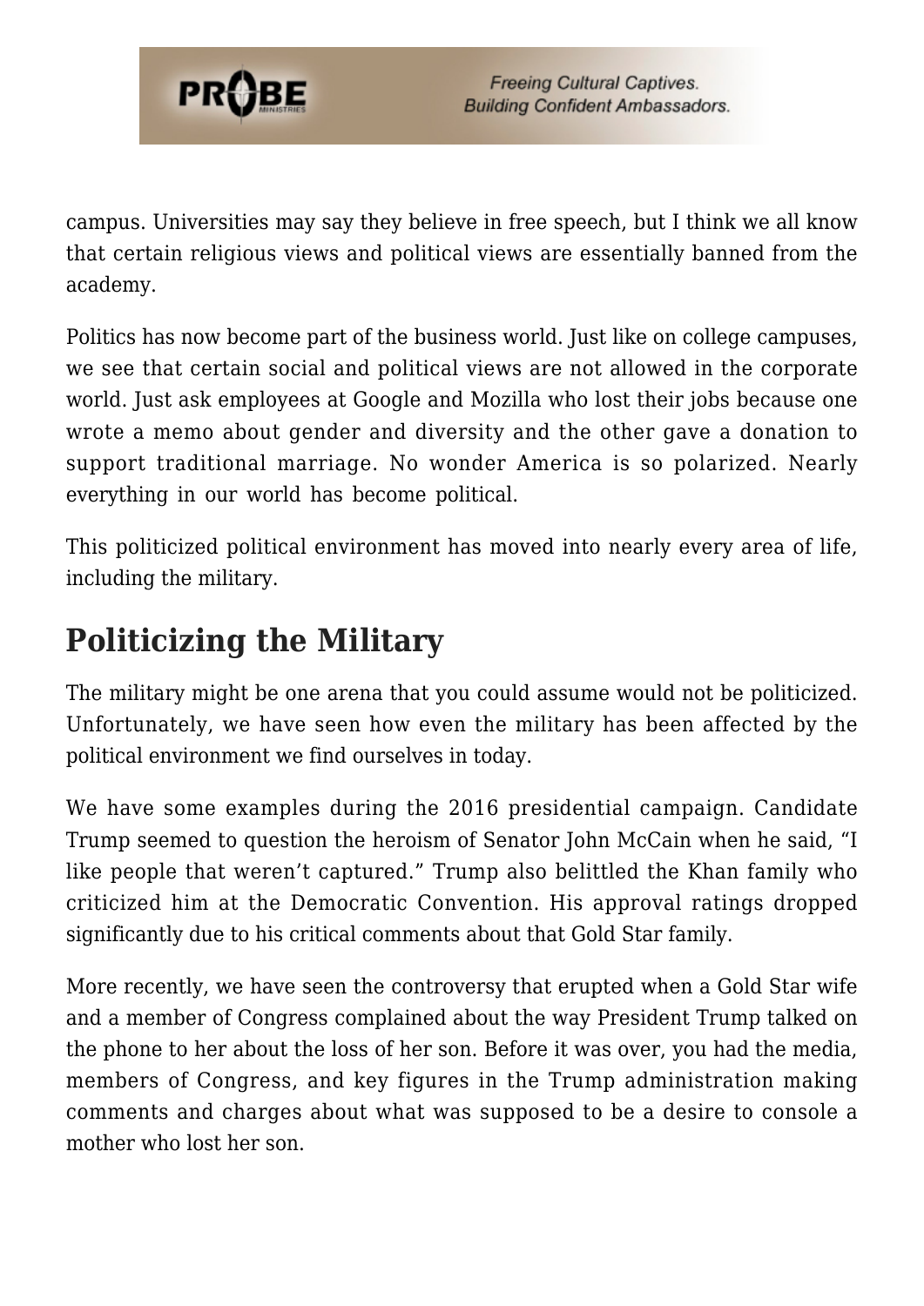campus. Universities may say they believe in free speech, but I think we all know that certain religious views and political views are essentially banned from the academy.

Politics has now become part of the business world. Just like on college campuses, we see that certain social and political views are not allowed in the corporate world. Just ask employees at Google and Mozilla who lost their jobs because one wrote a memo about gender and diversity and the other gave a donation to support traditional marriage. No wonder America is so polarized. Nearly everything in our world has become political.

This politicized political environment has moved into nearly every area of life, including the military.

## Politicizing the Military

The military might be one arena that you could assume would not be politicized. Unfortunately, we have seen how even the military has been affected by the political environment we find ourselves in today.

We have some examples during the 2016 presidential campaign. Candidate Trump seemed to question the heroism of Senator John McCain when he said, "I like people that weren't captured." Trump also belittled the Khan family who criticized him at the Democratic Convention. His approval ratings dropped significantly due to his critical comments about that Gold Star family.

More recently, we have seen the controversy that erupted when a Gold Star wife and a member of Congress complained about the way President Trump talked on the phone to her about the loss of her son. Before it was over, you had the media, members of Congress, and key figures in the Trump administration making comments and charges about what was supposed to be a desire to console a mother who lost her son.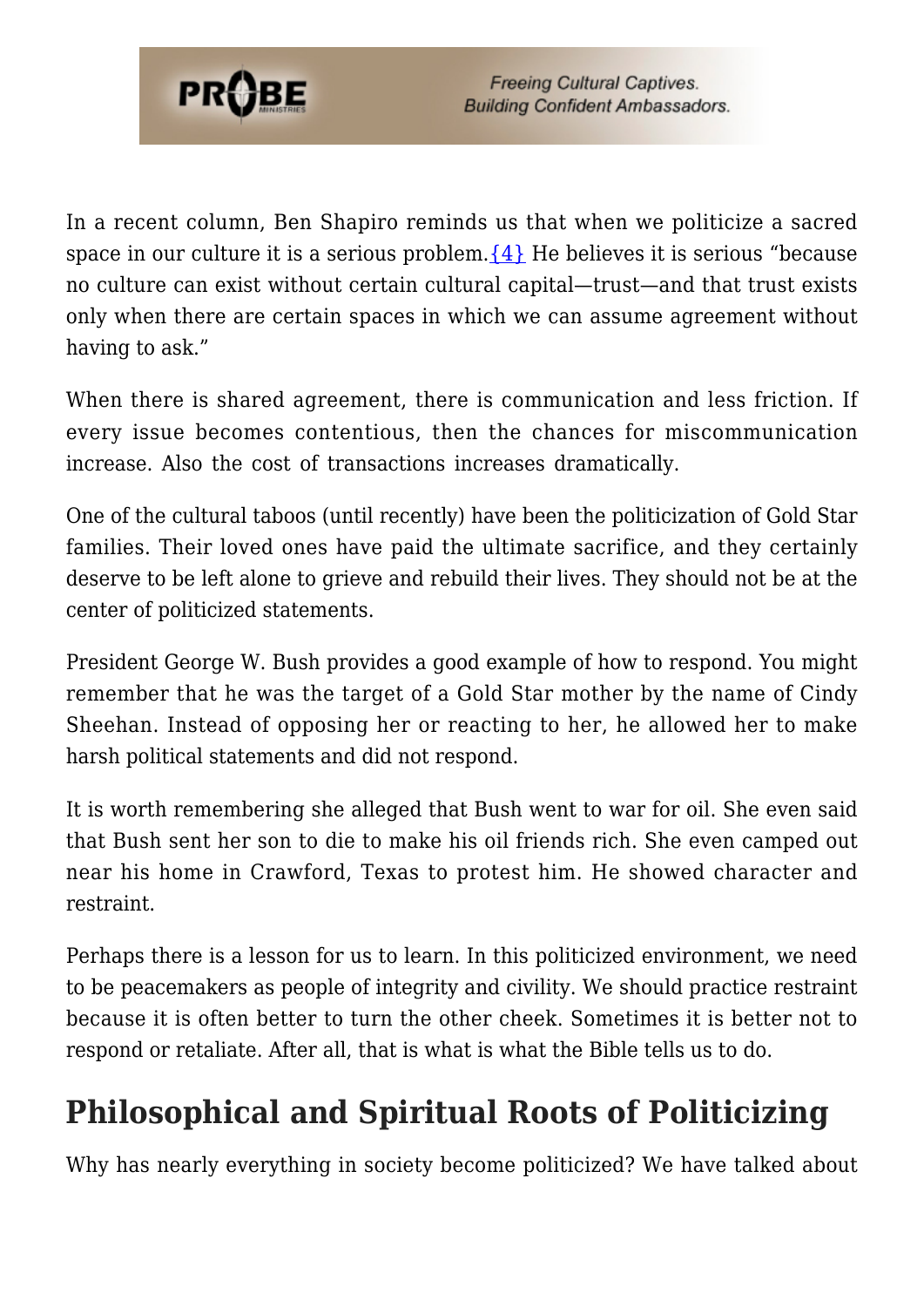In a recent column, Ben Shapiro reminds us that when we politicize a sacred space in our culture it is a serious problem.{4} He believes it is serious "because no culture can exist without certain cultural capital—trust—and that trust exists only when there are certain spaces in which we can assume agreement without having to ask."

When there is shared agreement, there is communication and less friction. If every issue becomes contentious, then the chances for miscommunication increase. Also the cost of transactions increases dramatically.

One of the cultural taboos (until recently) have been the politicization of Gold Star families. Their loved ones have paid the ultimate sacrifice, and they certainly deserve to be left alone to grieve and rebuild their lives. They should not be at the center of politicized statements.

President George W. Bush provides a good example of how to respond. You might remember that he was the target of a Gold Star mother by the name of Cindy Sheehan. Instead of opposing her or reacting to her, he allowed her to make harsh political statements and did not respond.

It is worth remembering she alleged that Bush went to war for oil. She even said that Bush sent her son to die to make his oil friends rich. She even camped out near his home in Crawford, Texas to protest him. He showed character and restraint.

Perhaps there is a lesson for us to learn. In this politicized environment, we need to be peacemakers as people of integrity and civility. We should practice restraint because it is often better to turn the other cheek. Sometimes it is better not to respond or retaliate. After all, that is what is what the Bible tells us to do.

## Philosophical and Spiritual Roots of Politicizing

Why has nearly everything in society become politicized? We have talked about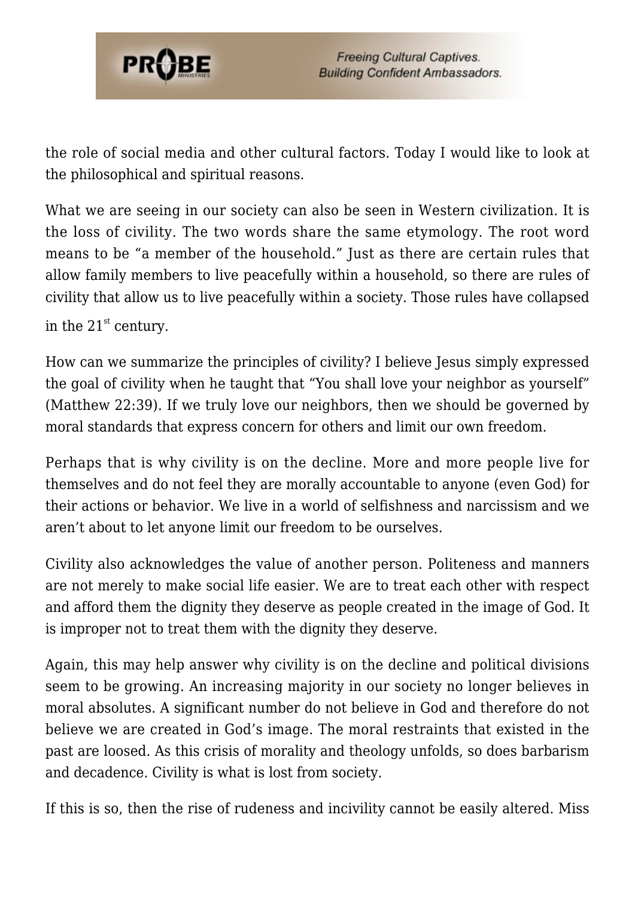the role of social media and other cultural factors. Today I would like to look at the philosophical and spiritual reasons.

What we are seeing in our society can also be seen in Western civilization. It is the loss of civility. The two words share the same etymology. The root word means to be "a member of the household." Just as there are certain rules that allow family members to live peacefully within a household, so there are rules of civility that allow us to live peacefully within a society. Those rules have collapsed in the 21st century.

How can we summarize the principles of civility? I believe Jesus simply expressed the goal of civility when he taught that "You shall love your neighbor as yourself" (Matthew 22:39). If we truly love our neighbors, then we should be governed by moral standards that express concern for others and limit our own freedom.

Perhaps that is why civility is on the decline. More and more people live for themselves and do not feel they are morally accountable to anyone (even God) for their actions or behavior. We live in a world of selfishness and narcissism and we aren't about to let anyone limit our freedom to be ourselves.

Civility also acknowledges the value of another person. Politeness and manners are not merely to make social life easier. We are to treat each other with respect and afford them the dignity they deserve as people created in the image of God. It is improper not to treat them with the dignity they deserve.

Again, this may help answer why civility is on the decline and political divisions seem to be growing. An increasing majority in our society no longer believes in moral absolutes. A significant number do not believe in God and therefore do not believe we are created in God's image. The moral restraints that existed in the past are loosed. As this crisis of morality and theology unfolds, so does barbarism and decadence. Civility is what is lost from society.

If this is so, then the rise of rudeness and incivility cannot be easily altered. Miss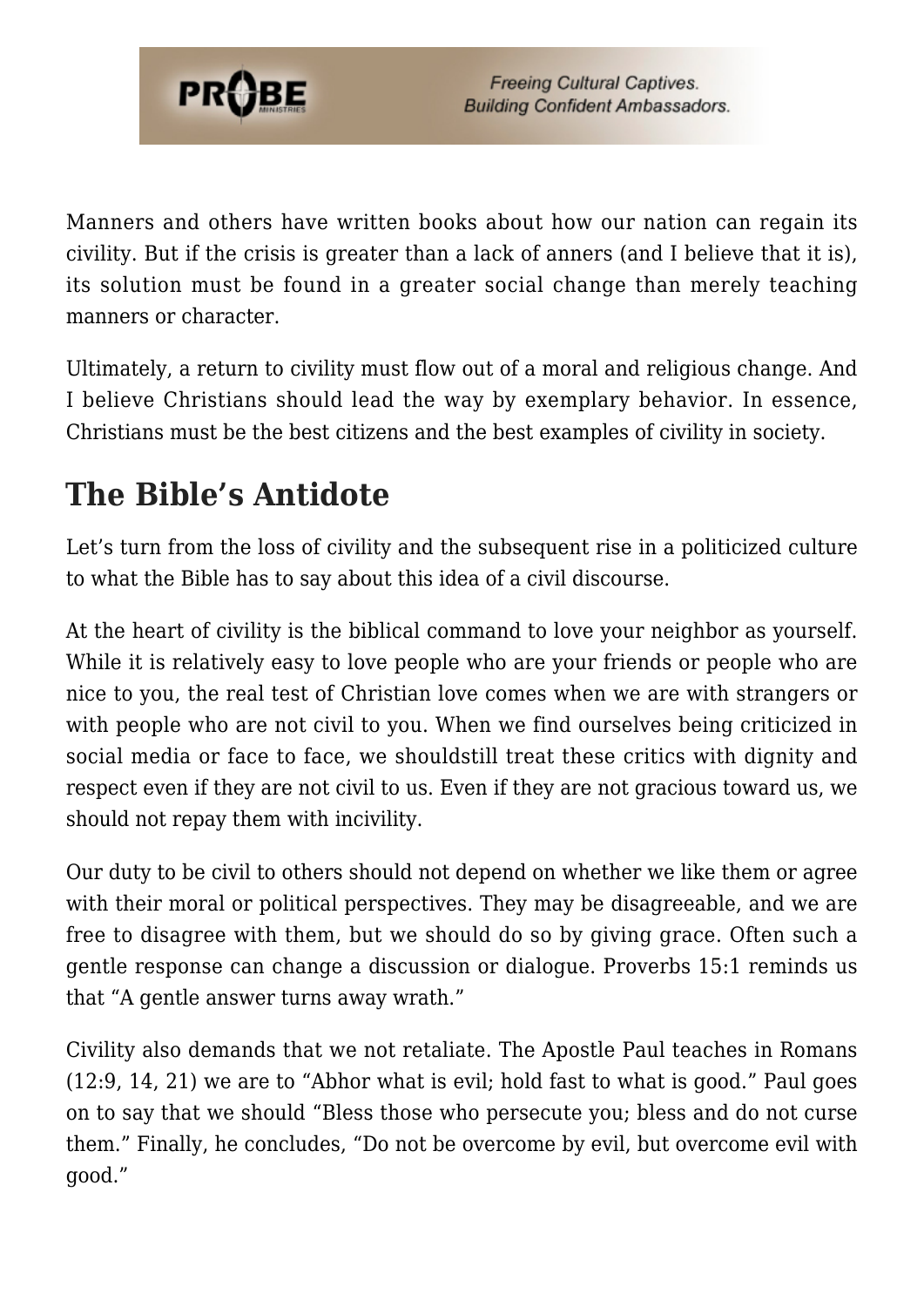Manners and others have written books about how our nation can regain its civility. But if the crisis is greater than a lack of anners (and I believe that it is), its solution must be found in a greater social change than merely teaching manners or character.

Ultimately, a return to civility must flow out of a moral and religious change. And I believe Christians should lead the way by exemplary behavior. In essence, Christians must be the best citizens and the best examples of civility in society.

## The Bible's Antidote

Let's turn from the loss of civility and the subsequent rise in a politicized culture to what the Bible has to say about this idea of a civil discourse.

At the heart of civility is the biblical command to love your neighbor as yourself. While it is relatively easy to love people who are your friends or people who are nice to you, the real test of Christian love comes when we are with strangers or with people who are not civil to you. When we find ourselves being criticized in social media or face to face, we shouldstill treat these critics with dignity and respect even if they are not civil to us. Even if they are not gracious toward us, we should not repay them with incivility.

Our duty to be civil to others should not depend on whether we like them or agree with their moral or political perspectives. They may be disagreeable, and we are free to disagree with them, but we should do so by giving grace. Often such a gentle response can change a discussion or dialogue. Proverbs 15:1 reminds us that "A gentle answer turns away wrath."

Civility also demands that we not retaliate. The Apostle Paul teaches in Romans (12:9, 14, 21) we are to "Abhor what is evil; hold fast to what is good." Paul goes on to say that we should "Bless those who persecute you; bless and do not curse them." Finally, he concludes, "Do not be overcome by evil, but overcome evil with good."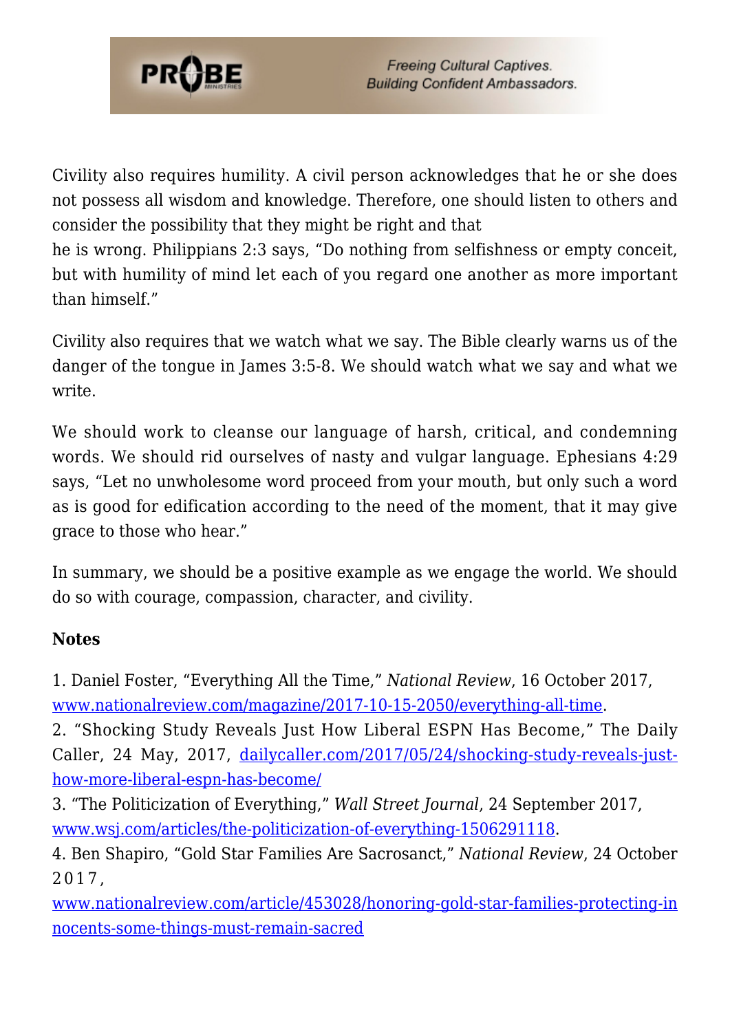Civility also requires humility. A civil person acknowledges that he or she does not possess all wisdom and knowledge. Therefore, one should listen to others and consider the possibility that they might be right and that he is wrong. Philippians 2:3 says, "Do nothing from selfishness or empty conceit, but with humility of mind let each of you regard one another as more important than himself."

Civility also requires that we watch what we say. The Bible clearly warns us of the danger of the tongue in James 3:5-8. We should watch what we say and what we write.

We should work to cleanse our language of harsh, critical, and condemning words. We should rid ourselves of nasty and vulgar language. Ephesians 4:29 says, "Let no unwholesome word proceed from your mouth, but only such a word as is good for edification according to the need of the moment, that it may give grace to those who hear."

In summary, we should be a positive example as we engage the world. We should do so with courage, compassion, character, and civility.

**Notes**

1. Daniel Foster, "Everything All the Time," *National Review*, 16 October 2017, [www.nationalreview.com/magazine/2017-10-15-2050/everything-all-time](www.nationalreview.com/magazine/2017-10-15-2050/everything-all-time).
2. "Shocking Study Reveals Just How Liberal ESPN Has Become," The Daily Caller, 24 May, 2017, [dailycaller.com/2017/05/24/shocking-study-reveals-just-how-more-liberal-espn-has-become/](dailycaller.com/2017/05/24/shocking-study-reveals-just-how-more-liberal-espn-has-become/)
3. "The Politicization of Everything," *Wall Street Journal*, 24 September 2017, [www.wsj.com/articles/the-politicization-of-everything-1506291118](www.wsj.com/articles/the-politicization-of-everything-1506291118).
4. Ben Shapiro, "Gold Star Families Are Sacrosanct," *National Review*, 24 October 2017, [www.nationalreview.com/article/453028/honoring-gold-star-families-protecting-innocents-some-things-must-remain-sacred](www.nationalreview.com/article/453028/honoring-gold-star-families-protecting-innocents-some-things-must-remain-sacred)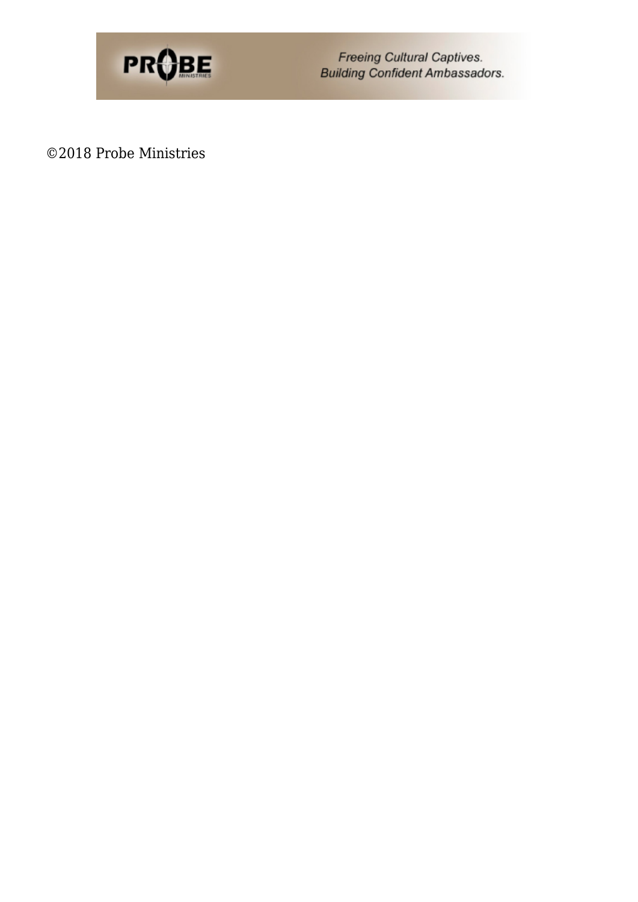©2018 Probe Ministries